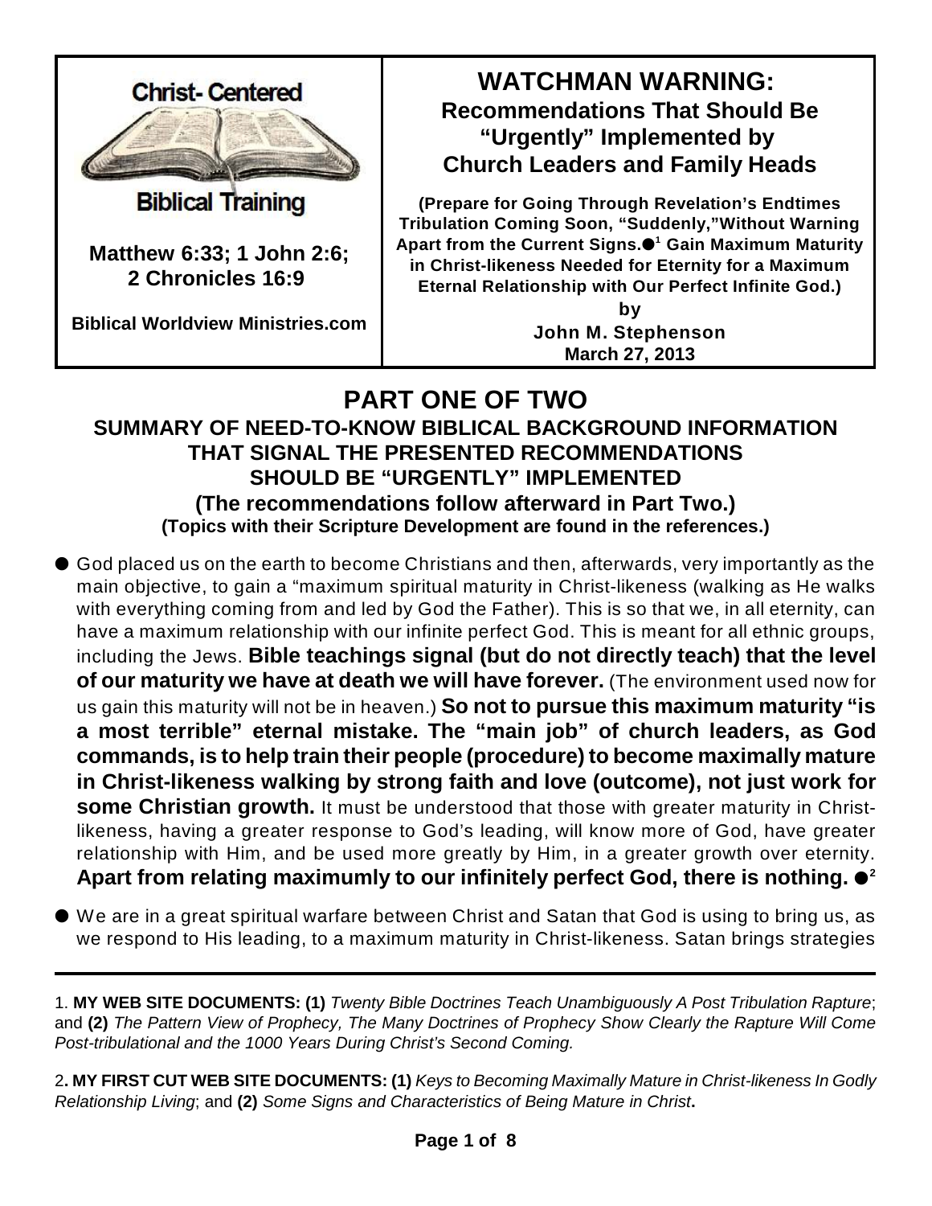**Christ- Centered**

**Biblical Training**

**Matthew 6:33; 1 John 2:6; 2 Chronicles 16:9**

**Biblical Worldview Ministries.com**

# WATCHMAN WARNING: Recommendations That Should Be "Urgently" Implemented by Church Leaders and Family Heads

**(Prepare for Going Through Revelation's Endtimes Tribulation Coming Soon, "Suddenly,"Without Warning Apart from the Current Signs.●[1] Gain Maximum Maturity in Christ-likeness Needed for Eternity for a Maximum Eternal Relationship with Our Perfect Infinite God.)**

**by**
**John M. Stephenson**
**March 27, 2013**

## PART ONE OF TWO

### SUMMARY OF NEED-TO-KNOW BIBLICAL BACKGROUND INFORMATION THAT SIGNAL THE PRESENTED RECOMMENDATIONS SHOULD BE "URGENTLY" IMPLEMENTED

**(The recommendations follow afterward in Part Two.)**

**(Topics with their Scripture Development are found in the references.)**

- God placed us on the earth to become Christians and then, afterwards, very importantly as the main objective, to gain a "maximum spiritual maturity in Christ-likeness (walking as He walks with everything coming from and led by God the Father). This is so that we, in all eternity, can have a maximum relationship with our infinite perfect God. This is meant for all ethnic groups, including the Jews. **Bible teachings signal (but do not directly teach) that the level of our maturity we have at death we will have forever.** (The environment used now for us gain this maturity will not be in heaven.) **So not to pursue this maximum maturity "is a most terrible" eternal mistake. The "main job" of church leaders, as God commands, is to help train their people (procedure) to become maximally mature in Christ-likeness walking by strong faith and love (outcome), not just work for some Christian growth.** It must be understood that those with greater maturity in Christ-likeness, having a greater response to God's leading, will know more of God, have greater relationship with Him, and be used more greatly by Him, in a greater growth over eternity. **Apart from relating maximumly to our infinitely perfect God, there is nothing. ●[2]**

- We are in a great spiritual warfare between Christ and Satan that God is using to bring us, as we respond to His leading, to a maximum maturity in Christ-likeness. Satan brings strategies

---

1. **MY WEB SITE DOCUMENTS: (1)** *Twenty Bible Doctrines Teach Unambiguously A Post Tribulation Rapture*; and **(2)** *The Pattern View of Prophecy, The Many Doctrines of Prophecy Show Clearly the Rapture Will Come Post-tribulational and the 1000 Years During Christ's Second Coming.*

2. **MY FIRST CUT WEB SITE DOCUMENTS: (1)** *Keys to Becoming Maximally Mature in Christ-likeness In Godly Relationship Living*; and **(2)** *Some Signs and Characteristics of Being Mature in Christ***.**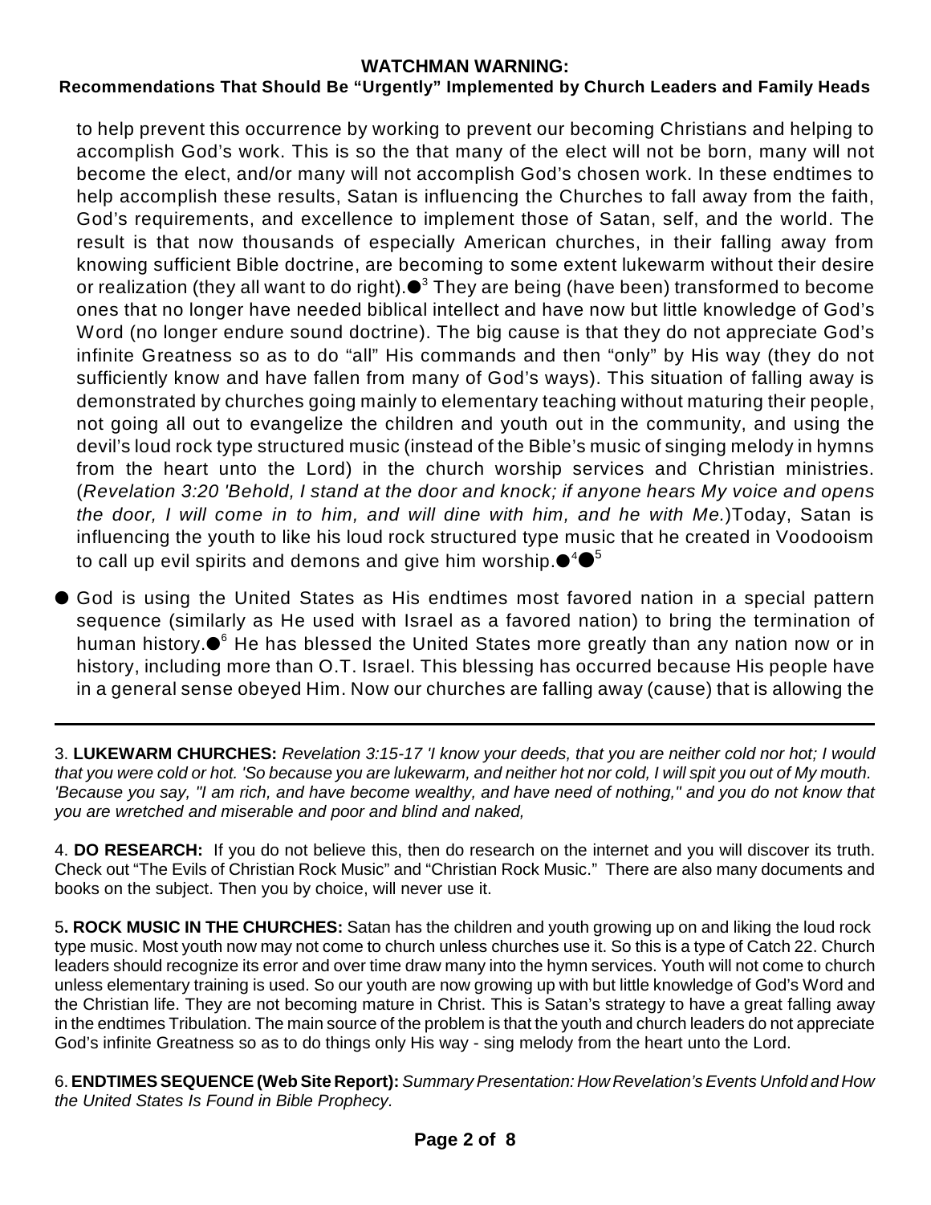to help prevent this occurrence by working to prevent our becoming Christians and helping to accomplish God's work. This is so the that many of the elect will not be born, many will not become the elect, and/or many will not accomplish God's chosen work. In these endtimes to help accomplish these results, Satan is influencing the Churches to fall away from the faith, God's requirements, and excellence to implement those of Satan, self, and the world. The result is that now thousands of especially American churches, in their falling away from knowing sufficient Bible doctrine, are becoming to some extent lukewarm without their desire or realization (they all want to do right).●[3] They are being (have been) transformed to become ones that no longer have needed biblical intellect and have now but little knowledge of God's Word (no longer endure sound doctrine). The big cause is that they do not appreciate God's infinite Greatness so as to do "all" His commands and then "only" by His way (they do not sufficiently know and have fallen from many of God's ways). This situation of falling away is demonstrated by churches going mainly to elementary teaching without maturing their people, not going all out to evangelize the children and youth out in the community, and using the devil's loud rock type structured music (instead of the Bible's music of singing melody in hymns from the heart unto the Lord) in the church worship services and Christian ministries. (*Revelation 3:20 'Behold, I stand at the door and knock; if anyone hears My voice and opens the door, I will come in to him, and will dine with him, and he with Me.*)Today, Satan is influencing the youth to like his loud rock structured type music that he created in Voodooism to call up evil spirits and demons and give him worship.●[4]●[5]

● God is using the United States as His endtimes most favored nation in a special pattern sequence (similarly as He used with Israel as a favored nation) to bring the termination of human history.●[6] He has blessed the United States more greatly than any nation now or in history, including more than O.T. Israel. This blessing has occurred because His people have in a general sense obeyed Him. Now our churches are falling away (cause) that is allowing the

---

3. **LUKEWARM CHURCHES:** *Revelation 3:15-17 'I know your deeds, that you are neither cold nor hot; I would that you were cold or hot. 'So because you are lukewarm, and neither hot nor cold, I will spit you out of My mouth. 'Because you say, "I am rich, and have become wealthy, and have need of nothing," and you do not know that you are wretched and miserable and poor and blind and naked,*

4. **DO RESEARCH:** If you do not believe this, then do research on the internet and you will discover its truth. Check out "The Evils of Christian Rock Music" and "Christian Rock Music." There are also many documents and books on the subject. Then you by choice, will never use it.

5**. ROCK MUSIC IN THE CHURCHES:** Satan has the children and youth growing up on and liking the loud rock type music. Most youth now may not come to church unless churches use it. So this is a type of Catch 22. Church leaders should recognize its error and over time draw many into the hymn services. Youth will not come to church unless elementary training is used. So our youth are now growing up with but little knowledge of God's Word and the Christian life. They are not becoming mature in Christ. This is Satan's strategy to have a great falling away in the endtimes Tribulation. The main source of the problem is that the youth and church leaders do not appreciate God's infinite Greatness so as to do things only His way - sing melody from the heart unto the Lord.

6. **ENDTIMES SEQUENCE (Web Site Report):** *Summary Presentation: How Revelation's Events Unfold and How the United States Is Found in Bible Prophecy.*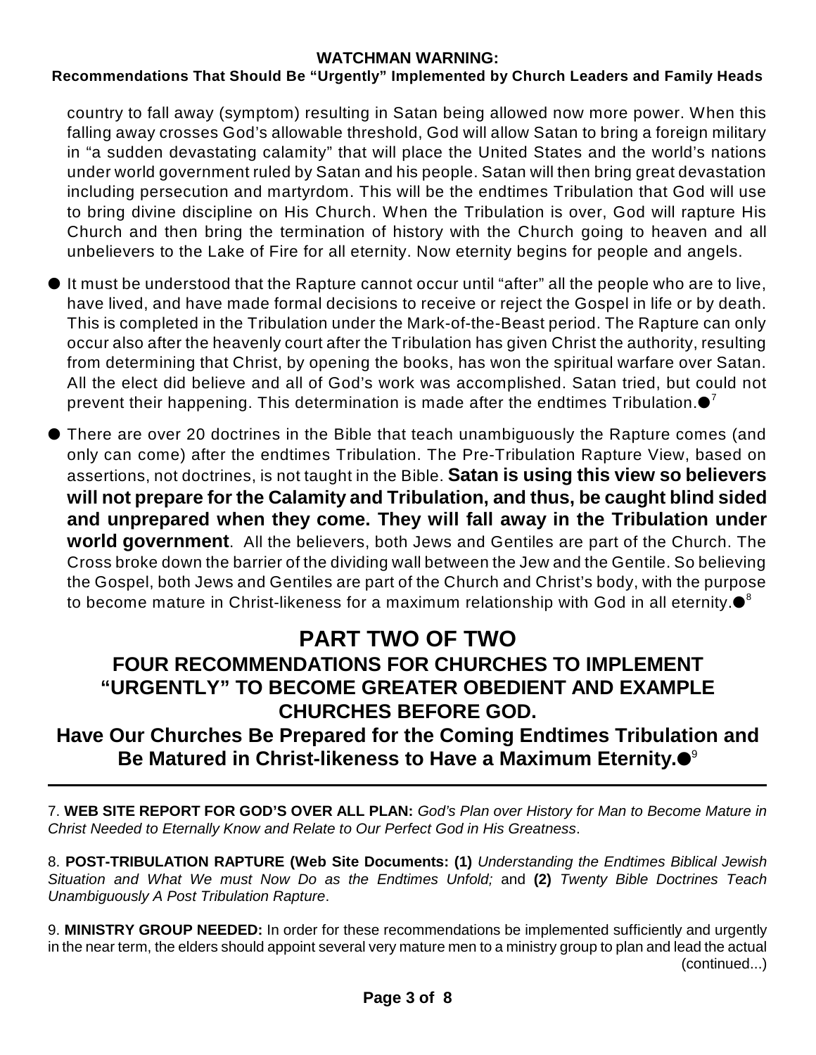country to fall away (symptom) resulting in Satan being allowed now more power. When this falling away crosses God's allowable threshold, God will allow Satan to bring a foreign military in "a sudden devastating calamity" that will place the United States and the world's nations under world government ruled by Satan and his people. Satan will then bring great devastation including persecution and martyrdom. This will be the endtimes Tribulation that God will use to bring divine discipline on His Church. When the Tribulation is over, God will rapture His Church and then bring the termination of history with the Church going to heaven and all unbelievers to the Lake of Fire for all eternity. Now eternity begins for people and angels.

- It must be understood that the Rapture cannot occur until "after" all the people who are to live, have lived, and have made formal decisions to receive or reject the Gospel in life or by death. This is completed in the Tribulation under the Mark-of-the-Beast period. The Rapture can only occur also after the heavenly court after the Tribulation has given Christ the authority, resulting from determining that Christ, by opening the books, has won the spiritual warfare over Satan. All the elect did believe and all of God's work was accomplished. Satan tried, but could not prevent their happening. This determination is made after the endtimes Tribulation.●[7]

- There are over 20 doctrines in the Bible that teach unambiguously the Rapture comes (and only can come) after the endtimes Tribulation. The Pre-Tribulation Rapture View, based on assertions, not doctrines, is not taught in the Bible. **Satan is using this view so believers will not prepare for the Calamity and Tribulation, and thus, be caught blind sided and unprepared when they come. They will fall away in the Tribulation under world government**. All the believers, both Jews and Gentiles are part of the Church. The Cross broke down the barrier of the dividing wall between the Jew and the Gentile. So believing the Gospel, both Jews and Gentiles are part of the Church and Christ's body, with the purpose to become mature in Christ-likeness for a maximum relationship with God in all eternity.●[8]

# PART TWO OF TWO

## FOUR RECOMMENDATIONS FOR CHURCHES TO IMPLEMENT "URGENTLY" TO BECOME GREATER OBEDIENT AND EXAMPLE CHURCHES BEFORE GOD.

## Have Our Churches Be Prepared for the Coming Endtimes Tribulation and Be Matured in Christ-likeness to Have a Maximum Eternity.●[9]

---

7. **WEB SITE REPORT FOR GOD'S OVER ALL PLAN:** *God's Plan over History for Man to Become Mature in Christ Needed to Eternally Know and Relate to Our Perfect God in His Greatness*.

8. **POST-TRIBULATION RAPTURE (Web Site Documents: (1)** *Understanding the Endtimes Biblical Jewish Situation and What We must Now Do as the Endtimes Unfold;* and **(2)** *Twenty Bible Doctrines Teach Unambiguously A Post Tribulation Rapture*.

9. **MINISTRY GROUP NEEDED:** In order for these recommendations be implemented sufficiently and urgently in the near term, the elders should appoint several very mature men to a ministry group to plan and lead the actual (continued...)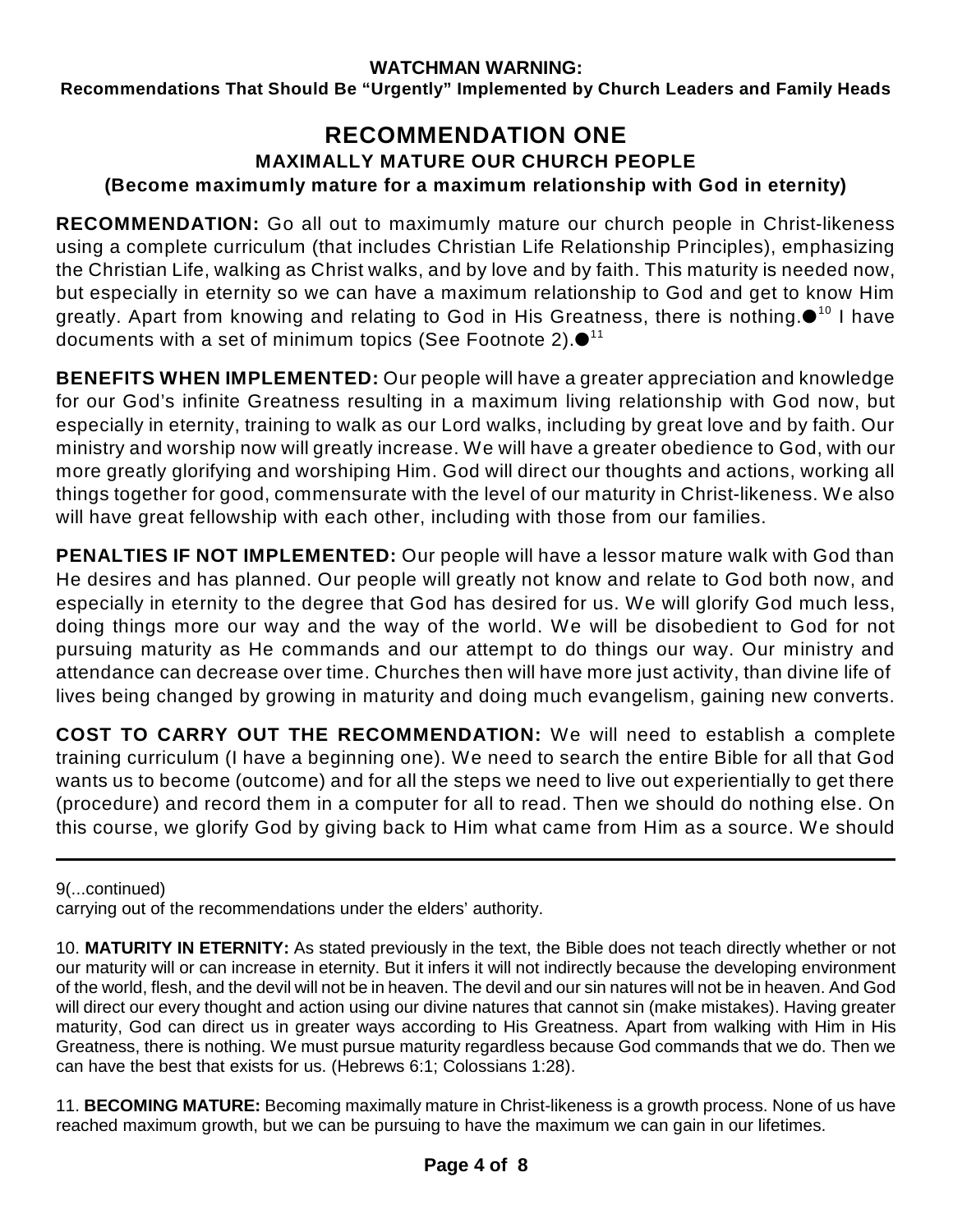**WATCHMAN WARNING:**
**Recommendations That Should Be "Urgently" Implemented by Church Leaders and Family Heads**

# RECOMMENDATION ONE

## MAXIMALLY MATURE OUR CHURCH PEOPLE

### (Become maximumly mature for a maximum relationship with God in eternity)

**RECOMMENDATION:** Go all out to maximumly mature our church people in Christ-likeness using a complete curriculum (that includes Christian Life Relationship Principles), emphasizing the Christian Life, walking as Christ walks, and by love and by faith. This maturity is needed now, but especially in eternity so we can have a maximum relationship to God and get to know Him greatly. Apart from knowing and relating to God in His Greatness, there is nothing.●[10] I have documents with a set of minimum topics (See Footnote 2).●[11]

**BENEFITS WHEN IMPLEMENTED:** Our people will have a greater appreciation and knowledge for our God's infinite Greatness resulting in a maximum living relationship with God now, but especially in eternity, training to walk as our Lord walks, including by great love and by faith. Our ministry and worship now will greatly increase. We will have a greater obedience to God, with our more greatly glorifying and worshiping Him. God will direct our thoughts and actions, working all things together for good, commensurate with the level of our maturity in Christ-likeness. We also will have great fellowship with each other, including with those from our families.

**PENALTIES IF NOT IMPLEMENTED:** Our people will have a lessor mature walk with God than He desires and has planned. Our people will greatly not know and relate to God both now, and especially in eternity to the degree that God has desired for us. We will glorify God much less, doing things more our way and the way of the world. We will be disobedient to God for not pursuing maturity as He commands and our attempt to do things our way. Our ministry and attendance can decrease over time. Churches then will have more just activity, than divine life of lives being changed by growing in maturity and doing much evangelism, gaining new converts.

**COST TO CARRY OUT THE RECOMMENDATION:** We will need to establish a complete training curriculum (I have a beginning one). We need to search the entire Bible for all that God wants us to become (outcome) and for all the steps we need to live out experientially to get there (procedure) and record them in a computer for all to read. Then we should do nothing else. On this course, we glorify God by giving back to Him what came from Him as a source. We should

---

9(...continued)
carrying out of the recommendations under the elders' authority.

10. **MATURITY IN ETERNITY:** As stated previously in the text, the Bible does not teach directly whether or not our maturity will or can increase in eternity. But it infers it will not indirectly because the developing environment of the world, flesh, and the devil will not be in heaven. The devil and our sin natures will not be in heaven. And God will direct our every thought and action using our divine natures that cannot sin (make mistakes). Having greater maturity, God can direct us in greater ways according to His Greatness. Apart from walking with Him in His Greatness, there is nothing. We must pursue maturity regardless because God commands that we do. Then we can have the best that exists for us. (Hebrews 6:1; Colossians 1:28).

11. **BECOMING MATURE:** Becoming maximally mature in Christ-likeness is a growth process. None of us have reached maximum growth, but we can be pursuing to have the maximum we can gain in our lifetimes.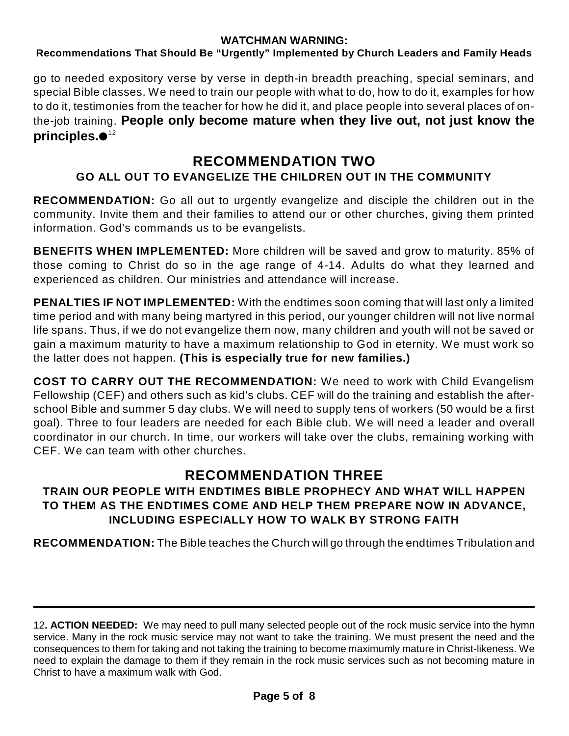go to needed expository verse by verse in depth-in breadth preaching, special seminars, and special Bible classes. We need to train our people with what to do, how to do it, examples for how to do it, testimonies from the teacher for how he did it, and place people into several places of on-the-job training. **People only become mature when they live out, not just know the principles.●**[12]

## RECOMMENDATION TWO

### GO ALL OUT TO EVANGELIZE THE CHILDREN OUT IN THE COMMUNITY

**RECOMMENDATION:** Go all out to urgently evangelize and disciple the children out in the community. Invite them and their families to attend our or other churches, giving them printed information. God's commands us to be evangelists.

**BENEFITS WHEN IMPLEMENTED:** More children will be saved and grow to maturity. 85% of those coming to Christ do so in the age range of 4-14. Adults do what they learned and experienced as children. Our ministries and attendance will increase.

**PENALTIES IF NOT IMPLEMENTED:** With the endtimes soon coming that will last only a limited time period and with many being martyred in this period, our younger children will not live normal life spans. Thus, if we do not evangelize them now, many children and youth will not be saved or gain a maximum maturity to have a maximum relationship to God in eternity. We must work so the latter does not happen. **(This is especially true for new families.)**

**COST TO CARRY OUT THE RECOMMENDATION:** We need to work with Child Evangelism Fellowship (CEF) and others such as kid's clubs. CEF will do the training and establish the after-school Bible and summer 5 day clubs. We will need to supply tens of workers (50 would be a first goal). Three to four leaders are needed for each Bible club. We will need a leader and overall coordinator in our church. In time, our workers will take over the clubs, remaining working with CEF. We can team with other churches.

## RECOMMENDATION THREE

### TRAIN OUR PEOPLE WITH ENDTIMES BIBLE PROPHECY AND WHAT WILL HAPPEN TO THEM AS THE ENDTIMES COME AND HELP THEM PREPARE NOW IN ADVANCE, INCLUDING ESPECIALLY HOW TO WALK BY STRONG FAITH

**RECOMMENDATION:** The Bible teaches the Church will go through the endtimes Tribulation and

---

12**. ACTION NEEDED:** We may need to pull many selected people out of the rock music service into the hymn service. Many in the rock music service may not want to take the training. We must present the need and the consequences to them for taking and not taking the training to become maximumly mature in Christ-likeness. We need to explain the damage to them if they remain in the rock music services such as not becoming mature in Christ to have a maximum walk with God.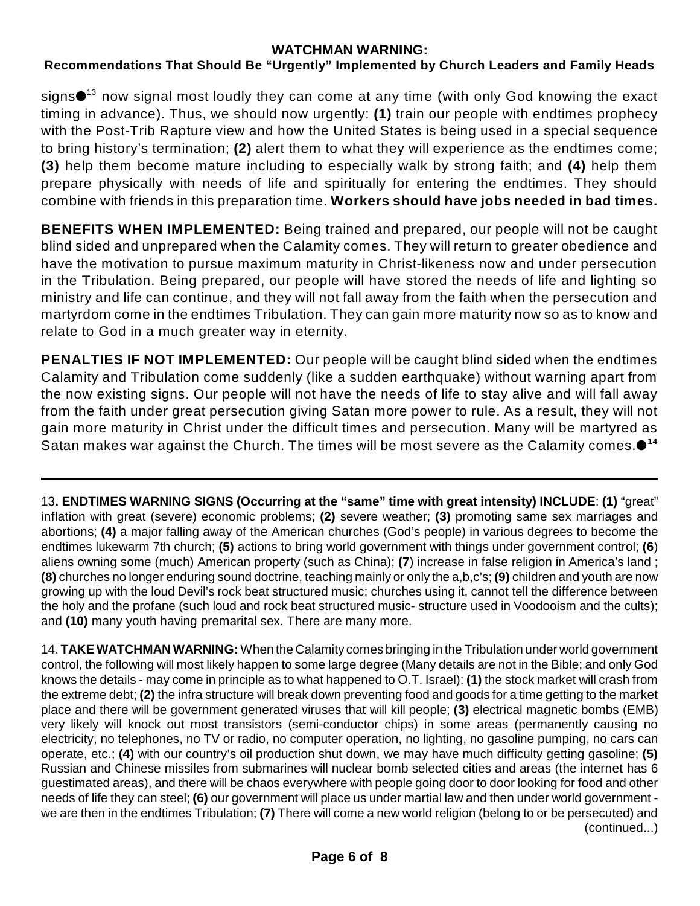signs●[13] now signal most loudly they can come at any time (with only God knowing the exact timing in advance). Thus, we should now urgently: **(1)** train our people with endtimes prophecy with the Post-Trib Rapture view and how the United States is being used in a special sequence to bring history's termination; **(2)** alert them to what they will experience as the endtimes come; **(3)** help them become mature including to especially walk by strong faith; and **(4)** help them prepare physically with needs of life and spiritually for entering the endtimes. They should combine with friends in this preparation time. **Workers should have jobs needed in bad times.**

**BENEFITS WHEN IMPLEMENTED:** Being trained and prepared, our people will not be caught blind sided and unprepared when the Calamity comes. They will return to greater obedience and have the motivation to pursue maximum maturity in Christ-likeness now and under persecution in the Tribulation. Being prepared, our people will have stored the needs of life and lighting so ministry and life can continue, and they will not fall away from the faith when the persecution and martyrdom come in the endtimes Tribulation. They can gain more maturity now so as to know and relate to God in a much greater way in eternity.

**PENALTIES IF NOT IMPLEMENTED:** Our people will be caught blind sided when the endtimes Calamity and Tribulation come suddenly (like a sudden earthquake) without warning apart from the now existing signs. Our people will not have the needs of life to stay alive and will fall away from the faith under great persecution giving Satan more power to rule. As a result, they will not gain more maturity in Christ under the difficult times and persecution. Many will be martyred as Satan makes war against the Church. The times will be most severe as the Calamity comes.●[14]

---

13**. ENDTIMES WARNING SIGNS (Occurring at the "same" time with great intensity) INCLUDE**: **(1)** "great" inflation with great (severe) economic problems; **(2)** severe weather; **(3)** promoting same sex marriages and abortions; **(4)** a major falling away of the American churches (God's people) in various degrees to become the endtimes lukewarm 7th church; **(5)** actions to bring world government with things under government control; **(6**) aliens owning some (much) American property (such as China); **(7**) increase in false religion in America's land ; **(8)** churches no longer enduring sound doctrine, teaching mainly or only the a,b,c's; **(9)** children and youth are now growing up with the loud Devil's rock beat structured music; churches using it, cannot tell the difference between the holy and the profane (such loud and rock beat structured music- structure used in Voodooism and the cults); and **(10)** many youth having premarital sex. There are many more.

14. **TAKE WATCHMAN WARNING:** When the Calamity comes bringing in the Tribulation under world government control, the following will most likely happen to some large degree (Many details are not in the Bible; and only God knows the details - may come in principle as to what happened to O.T. Israel): **(1)** the stock market will crash from the extreme debt; **(2)** the infra structure will break down preventing food and goods for a time getting to the market place and there will be government generated viruses that will kill people; **(3)** electrical magnetic bombs (EMB) very likely will knock out most transistors (semi-conductor chips) in some areas (permanently causing no electricity, no telephones, no TV or radio, no computer operation, no lighting, no gasoline pumping, no cars can operate, etc.; **(4)** with our country's oil production shut down, we may have much difficulty getting gasoline; **(5)** Russian and Chinese missiles from submarines will nuclear bomb selected cities and areas (the internet has 6 guestimated areas), and there will be chaos everywhere with people going door to door looking for food and other needs of life they can steel; **(6)** our government will place us under martial law and then under world government - we are then in the endtimes Tribulation; **(7)** There will come a new world religion (belong to or be persecuted) and (continued...)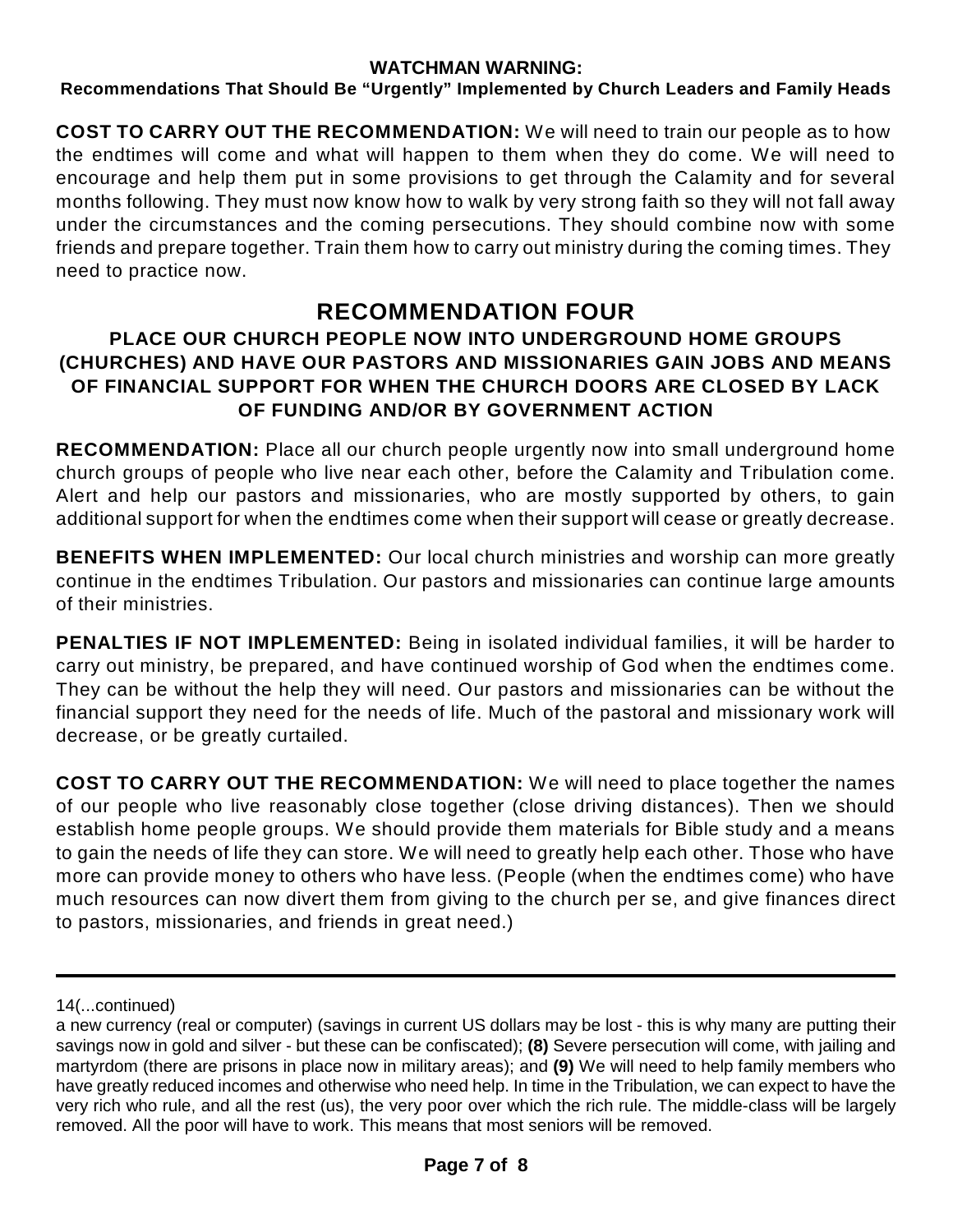**COST TO CARRY OUT THE RECOMMENDATION:** We will need to train our people as to how the endtimes will come and what will happen to them when they do come. We will need to encourage and help them put in some provisions to get through the Calamity and for several months following. They must now know how to walk by very strong faith so they will not fall away under the circumstances and the coming persecutions. They should combine now with some friends and prepare together. Train them how to carry out ministry during the coming times. They need to practice now.

## RECOMMENDATION FOUR

### PLACE OUR CHURCH PEOPLE NOW INTO UNDERGROUND HOME GROUPS (CHURCHES) AND HAVE OUR PASTORS AND MISSIONARIES GAIN JOBS AND MEANS OF FINANCIAL SUPPORT FOR WHEN THE CHURCH DOORS ARE CLOSED BY LACK OF FUNDING AND/OR BY GOVERNMENT ACTION

**RECOMMENDATION:** Place all our church people urgently now into small underground home church groups of people who live near each other, before the Calamity and Tribulation come. Alert and help our pastors and missionaries, who are mostly supported by others, to gain additional support for when the endtimes come when their support will cease or greatly decrease.

**BENEFITS WHEN IMPLEMENTED:** Our local church ministries and worship can more greatly continue in the endtimes Tribulation. Our pastors and missionaries can continue large amounts of their ministries.

**PENALTIES IF NOT IMPLEMENTED:** Being in isolated individual families, it will be harder to carry out ministry, be prepared, and have continued worship of God when the endtimes come. They can be without the help they will need. Our pastors and missionaries can be without the financial support they need for the needs of life. Much of the pastoral and missionary work will decrease, or be greatly curtailed.

**COST TO CARRY OUT THE RECOMMENDATION:** We will need to place together the names of our people who live reasonably close together (close driving distances). Then we should establish home people groups. We should provide them materials for Bible study and a means to gain the needs of life they can store. We will need to greatly help each other. Those who have more can provide money to others who have less. (People (when the endtimes come) who have much resources can now divert them from giving to the church per se, and give finances direct to pastors, missionaries, and friends in great need.)

---

14(...continued)

a new currency (real or computer) (savings in current US dollars may be lost - this is why many are putting their savings now in gold and silver - but these can be confiscated); **(8)** Severe persecution will come, with jailing and martyrdom (there are prisons in place now in military areas); and **(9)** We will need to help family members who have greatly reduced incomes and otherwise who need help. In time in the Tribulation, we can expect to have the very rich who rule, and all the rest (us), the very poor over which the rich rule. The middle-class will be largely removed. All the poor will have to work. This means that most seniors will be removed.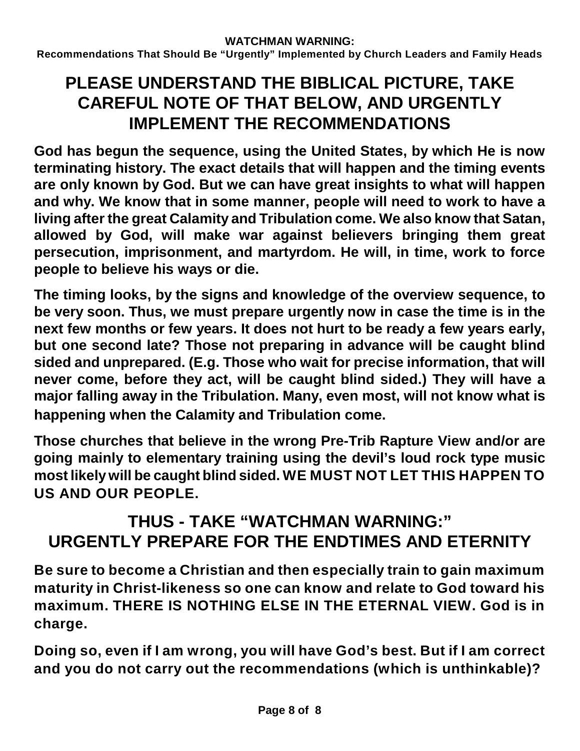**WATCHMAN WARNING:**
**Recommendations That Should Be "Urgently" Implemented by Church Leaders and Family Heads**

# PLEASE UNDERSTAND THE BIBLICAL PICTURE, TAKE CAREFUL NOTE OF THAT BELOW, AND URGENTLY IMPLEMENT THE RECOMMENDATIONS

**God has begun the sequence, using the United States, by which He is now terminating history. The exact details that will happen and the timing events are only known by God. But we can have great insights to what will happen and why. We know that in some manner, people will need to work to have a living after the great Calamity and Tribulation come. We also know that Satan, allowed by God, will make war against believers bringing them great persecution, imprisonment, and martyrdom. He will, in time, work to force people to believe his ways or die.**

**The timing looks, by the signs and knowledge of the overview sequence, to be very soon. Thus, we must prepare urgently now in case the time is in the next few months or few years. It does not hurt to be ready a few years early, but one second late? Those not preparing in advance will be caught blind sided and unprepared. (E.g. Those who wait for precise information, that will never come, before they act, will be caught blind sided.) They will have a major falling away in the Tribulation. Many, even most, will not know what is happening when the Calamity and Tribulation come.**

**Those churches that believe in the wrong Pre-Trib Rapture View and/or are going mainly to elementary training using the devil's loud rock type music most likely will be caught blind sided. WE MUST NOT LET THIS HAPPEN TO US AND OUR PEOPLE.**

## THUS - TAKE "WATCHMAN WARNING:" URGENTLY PREPARE FOR THE ENDTIMES AND ETERNITY

**Be sure to become a Christian and then especially train to gain maximum maturity in Christ-likeness so one can know and relate to God toward his maximum. THERE IS NOTHING ELSE IN THE ETERNAL VIEW. God is in charge.**

**Doing so, even if I am wrong, you will have God's best. But if I am correct and you do not carry out the recommendations (which is unthinkable)?**